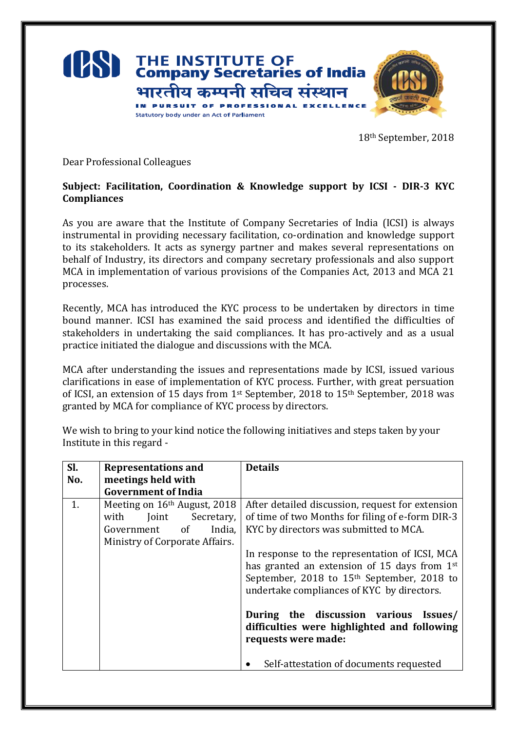# THE INSTITUTE OF Company Secretaries of India

भारतीय कम्पनी सचिव संस्थान

IN PURSUIT OF PROFESSIONAL EXCELLENCE

Statutory body under an Act of Parliament

18th September, 2018

Dear Professional Colleagues

**Subject: Facilitation, Coordination & Knowledge support by ICSI - DIR-3 KYC Compliances**

As you are aware that the Institute of Company Secretaries of India (ICSI) is always instrumental in providing necessary facilitation, co-ordination and knowledge support to its stakeholders. It acts as synergy partner and makes several representations on behalf of Industry, its directors and company secretary professionals and also support MCA in implementation of various provisions of the Companies Act, 2013 and MCA 21 processes.

Recently, MCA has introduced the KYC process to be undertaken by directors in time bound manner. ICSI has examined the said process and identified the difficulties of stakeholders in undertaking the said compliances. It has pro-actively and as a usual practice initiated the dialogue and discussions with the MCA.

MCA after understanding the issues and representations made by ICSI, issued various clarifications in ease of implementation of KYC process. Further, with great persuation of ICSI, an extension of 15 days from 1st September, 2018 to 15th September, 2018 was granted by MCA for compliance of KYC process by directors.

We wish to bring to your kind notice the following initiatives and steps taken by your Institute in this regard -

| Sl. No. | Representations and meetings held with Government of India | Details |
|---|---|---|
| 1. | Meeting on 16th August, 2018 with Joint Secretary, Government of India, Ministry of Corporate Affairs. | After detailed discussion, request for extension of time of two Months for filing of e-form DIR-3 KYC by directors was submitted to MCA.<br><br>In response to the representation of ICSI, MCA has granted an extension of 15 days from 1st September, 2018 to 15th September, 2018 to undertake compliances of KYC by directors.<br><br>**During the discussion various Issues/ difficulties were highlighted and following requests were made:**<br><br>• Self-attestation of documents requested |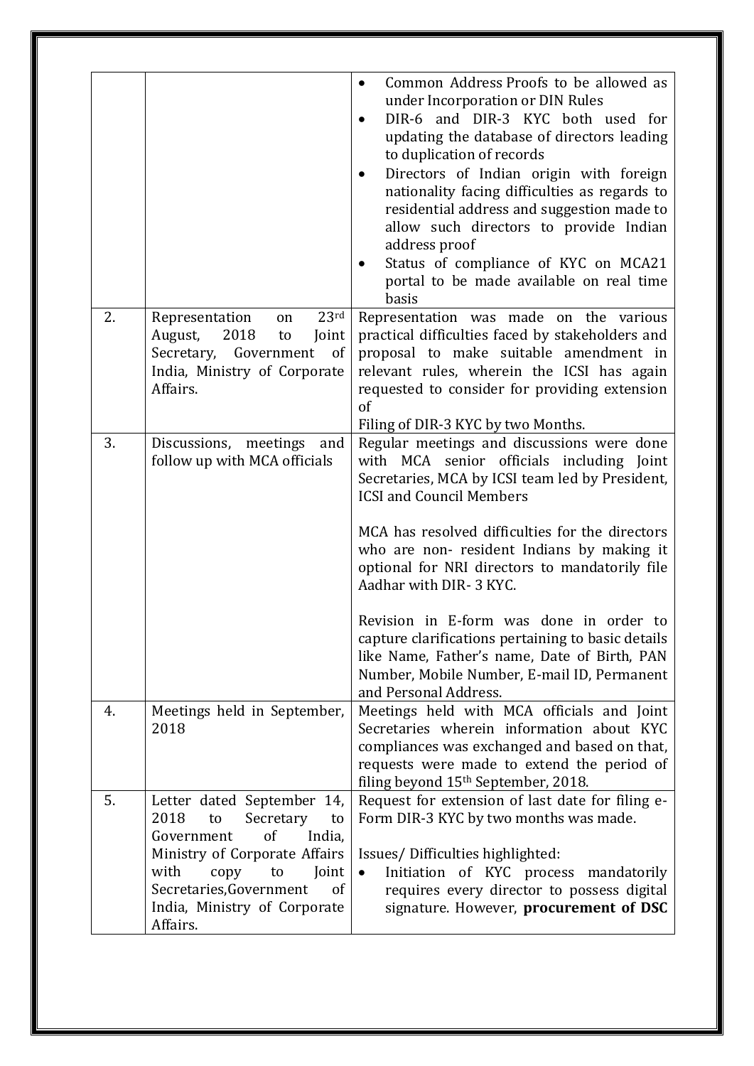|  |  |  |
|---|---|---|
|  |  | • Common Address Proofs to be allowed as under Incorporation or DIN Rules<br>• DIR-6 and DIR-3 KYC both used for updating the database of directors leading to duplication of records<br>• Directors of Indian origin with foreign nationality facing difficulties as regards to residential address and suggestion made to allow such directors to provide Indian address proof<br>• Status of compliance of KYC on MCA21 portal to be made available on real time basis |
| 2. | Representation on 23rd August, 2018 to Joint Secretary, Government of India, Ministry of Corporate Affairs. | Representation was made on the various practical difficulties faced by stakeholders and proposal to make suitable amendment in relevant rules, wherein the ICSI has again requested to consider for providing extension of<br>Filing of DIR-3 KYC by two Months. |
| 3. | Discussions, meetings and follow up with MCA officials | Regular meetings and discussions were done with MCA senior officials including Joint Secretaries, MCA by ICSI team led by President, ICSI and Council Members<br><br>MCA has resolved difficulties for the directors who are non- resident Indians by making it optional for NRI directors to mandatorily file Aadhar with DIR- 3 KYC.<br><br>Revision in E-form was done in order to capture clarifications pertaining to basic details like Name, Father's name, Date of Birth, PAN Number, Mobile Number, E-mail ID, Permanent and Personal Address. |
| 4. | Meetings held in September, 2018 | Meetings held with MCA officials and Joint Secretaries wherein information about KYC compliances was exchanged and based on that, requests were made to extend the period of filing beyond 15th September, 2018. |
| 5. | Letter dated September 14, 2018 to Secretary to Government of India, Ministry of Corporate Affairs with copy to Joint Secretaries,Government of India, Ministry of Corporate Affairs. | Request for extension of last date for filing e-Form DIR-3 KYC by two months was made.<br><br>Issues/ Difficulties highlighted:<br>• Initiation of KYC process mandatorily requires every director to possess digital signature. However, **procurement of DSC** |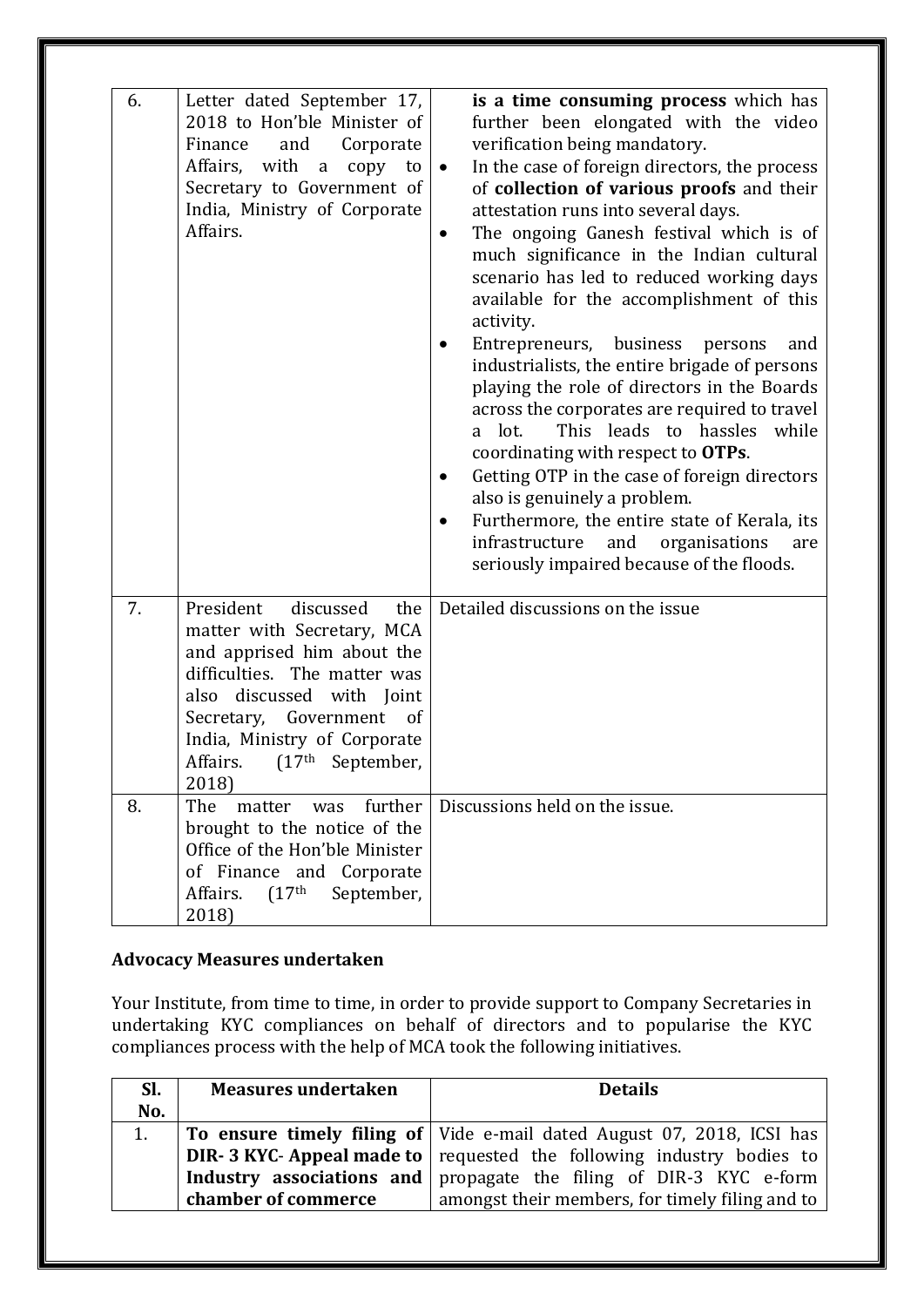| | | |
|---|---|---|
| 6. | Letter dated September 17, 2018 to Hon'ble Minister of Finance and Corporate Affairs, with a copy to Secretary to Government of India, Ministry of Corporate Affairs. | **is a time consuming process** which has further been elongated with the video verification being mandatory.<br>• In the case of foreign directors, the process of **collection of various proofs** and their attestation runs into several days.<br>• The ongoing Ganesh festival which is of much significance in the Indian cultural scenario has led to reduced working days available for the accomplishment of this activity.<br>• Entrepreneurs, business persons and industrialists, the entire brigade of persons playing the role of directors in the Boards across the corporates are required to travel a lot. This leads to hassles while coordinating with respect to **OTPs**.<br>• Getting OTP in the case of foreign directors also is genuinely a problem.<br>• Furthermore, the entire state of Kerala, its infrastructure and organisations are seriously impaired because of the floods. |
| 7. | President discussed the matter with Secretary, MCA and apprised him about the difficulties. The matter was also discussed with Joint Secretary, Government of India, Ministry of Corporate Affairs. (17th September, 2018) | Detailed discussions on the issue |
| 8. | The matter was further brought to the notice of the Office of the Hon'ble Minister of Finance and Corporate Affairs. (17th September, 2018) | Discussions held on the issue. |

## Advocacy Measures undertaken

Your Institute, from time to time, in order to provide support to Company Secretaries in undertaking KYC compliances on behalf of directors and to popularise the KYC compliances process with the help of MCA took the following initiatives.

| Sl. No. | Measures undertaken | Details |
|---|---|---|
| 1. | **To ensure timely filing of DIR- 3 KYC- Appeal made to Industry associations and chamber of commerce** | Vide e-mail dated August 07, 2018, ICSI has requested the following industry bodies to propagate the filing of DIR-3 KYC e-form amongst their members, for timely filing and to |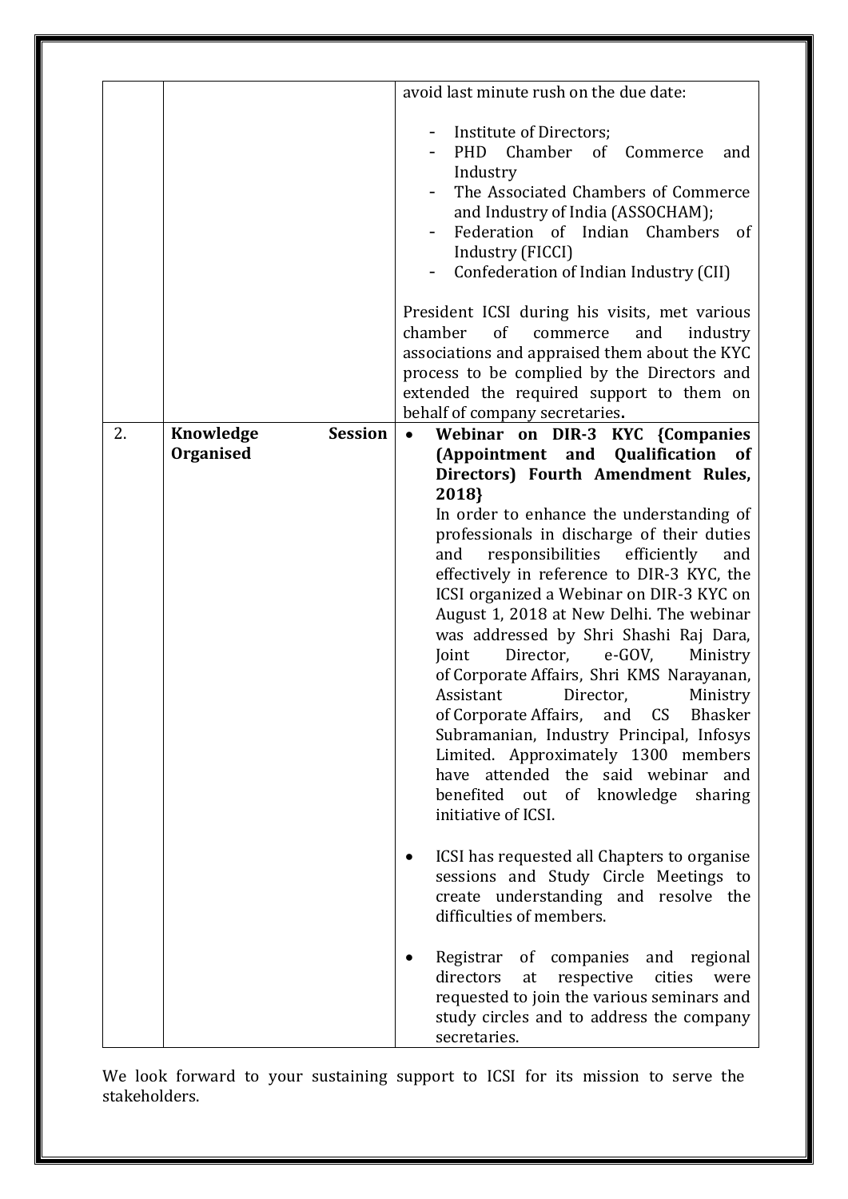| | | |
|---|---|---|
| | | avoid last minute rush on the due date:<br><br>- Institute of Directors;<br>- PHD Chamber of Commerce and Industry<br>- The Associated Chambers of Commerce and Industry of India (ASSOCHAM);<br>- Federation of Indian Chambers of Industry (FICCI)<br>- Confederation of Indian Industry (CII)<br><br>President ICSI during his visits, met various chamber of commerce and industry associations and appraised them about the KYC process to be complied by the Directors and extended the required support to them on behalf of company secretaries**.** |
| 2. | **Knowledge Session Organised** | • **Webinar on DIR-3 KYC {Companies (Appointment and Qualification of Directors) Fourth Amendment Rules, 2018}**<br>In order to enhance the understanding of professionals in discharge of their duties and responsibilities efficiently and effectively in reference to DIR-3 KYC, the ICSI organized a Webinar on DIR-3 KYC on August 1, 2018 at New Delhi. The webinar was addressed by Shri Shashi Raj Dara, Joint Director, e-GOV, Ministry of Corporate Affairs, Shri KMS Narayanan, Assistant Director, Ministry of Corporate Affairs, and CS Bhasker Subramanian, Industry Principal, Infosys Limited. Approximately 1300 members have attended the said webinar and benefited out of knowledge sharing initiative of ICSI.<br><br>• ICSI has requested all Chapters to organise sessions and Study Circle Meetings to create understanding and resolve the difficulties of members.<br><br>• Registrar of companies and regional directors at respective cities were requested to join the various seminars and study circles and to address the company secretaries. |

We look forward to your sustaining support to ICSI for its mission to serve the stakeholders.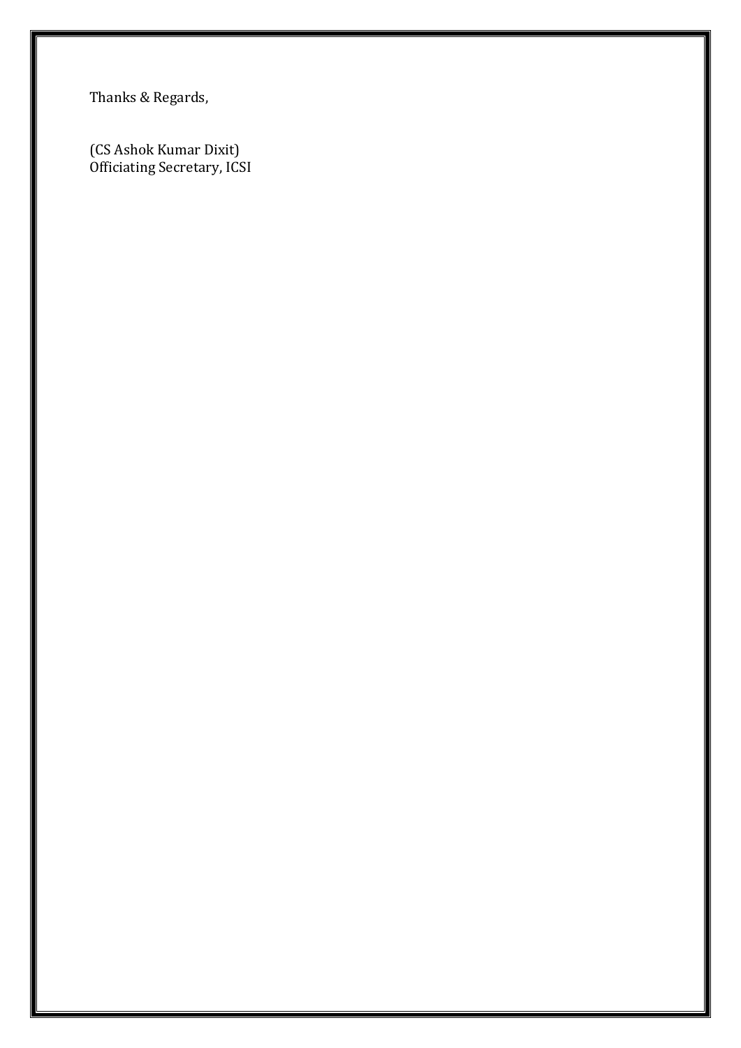Thanks & Regards,

(CS Ashok Kumar Dixit)
Officiating Secretary, ICSI